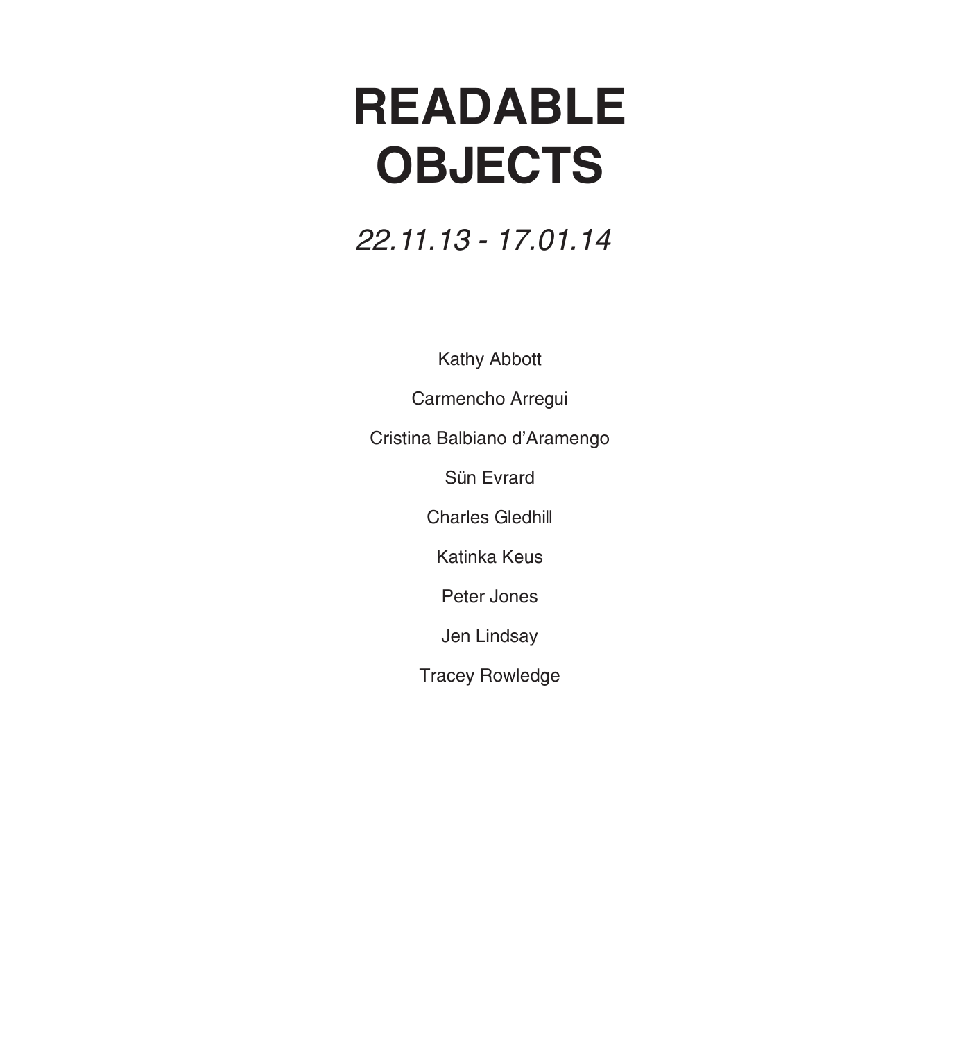# READABLE OBJECTS

*22.11.13 - 17.01.14*

Kathy Abbott

Carmencho Arregui

Cristina Balbiano d'Aramengo

Sün Evrard

Charles Gledhill

Katinka Keus

Peter Jones

Jen Lindsay

Tracey Rowledge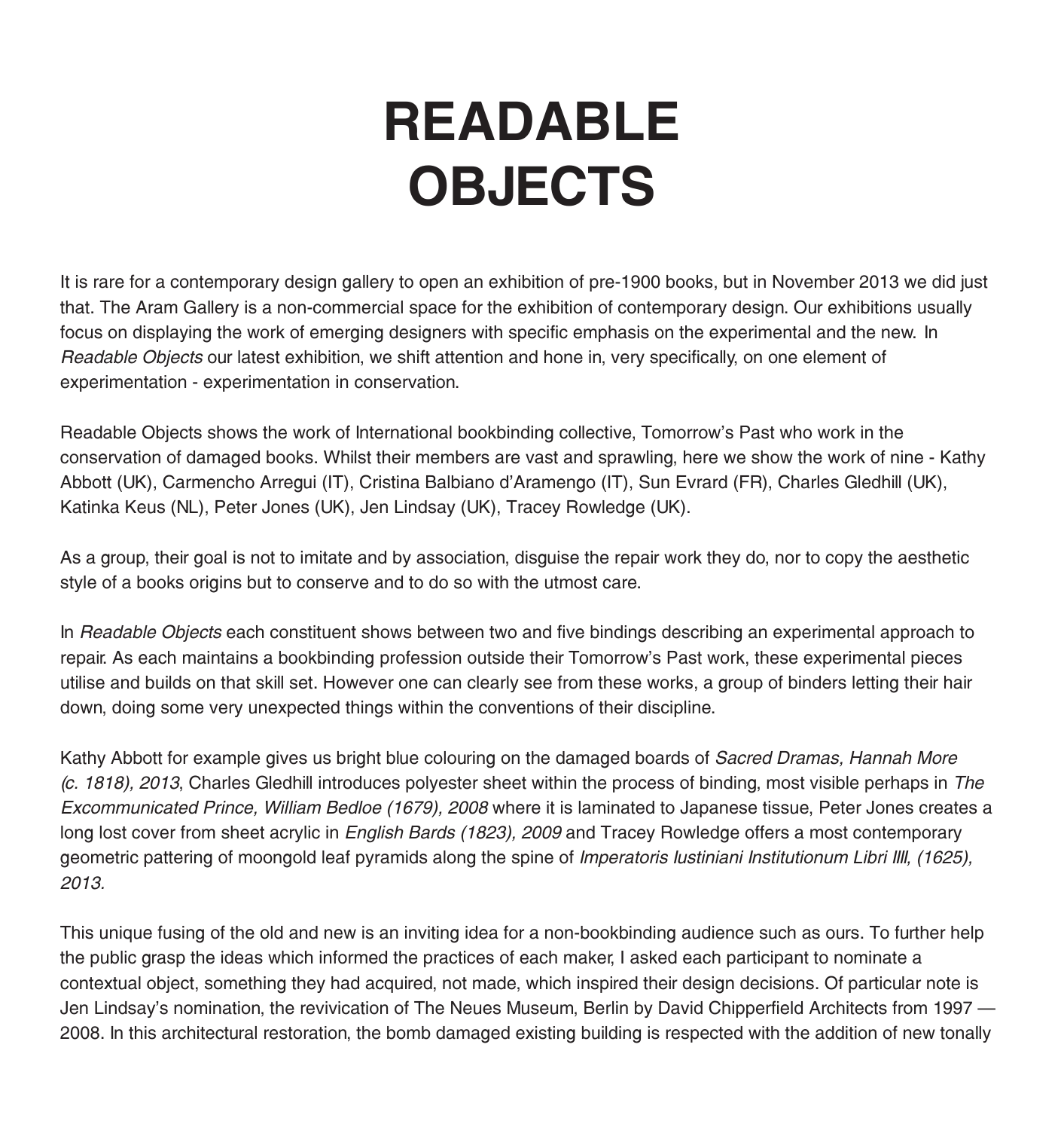# READABLE OBJECTS

It is rare for a contemporary design gallery to open an exhibition of pre-1900 books, but in November 2013 we did just that. The Aram Gallery is a non-commercial space for the exhibition of contemporary design. Our exhibitions usually focus on displaying the work of emerging designers with specific emphasis on the experimental and the new. In *Readable Objects* our latest exhibition, we shift attention and hone in, very specifically, on one element of experimentation - experimentation in conservation.

Readable Objects shows the work of International bookbinding collective, Tomorrow's Past who work in the conservation of damaged books. Whilst their members are vast and sprawling, here we show the work of nine - Kathy Abbott (UK), Carmencho Arregui (IT), Cristina Balbiano d'Aramengo (IT), Sun Evrard (FR), Charles Gledhill (UK), Katinka Keus (NL), Peter Jones (UK), Jen Lindsay (UK), Tracey Rowledge (UK).

As a group, their goal is not to imitate and by association, disguise the repair work they do, nor to copy the aesthetic style of a books origins but to conserve and to do so with the utmost care.

In *Readable Objects* each constituent shows between two and five bindings describing an experimental approach to repair. As each maintains a bookbinding profession outside their Tomorrow's Past work, these experimental pieces utilise and builds on that skill set. However one can clearly see from these works, a group of binders letting their hair down, doing some very unexpected things within the conventions of their discipline.

Kathy Abbott for example gives us bright blue colouring on the damaged boards of *Sacred Dramas, Hannah More (c. 1818), 2013*, Charles Gledhill introduces polyester sheet within the process of binding, most visible perhaps in *The Excommunicated Prince, William Bedloe (1679), 2008* where it is laminated to Japanese tissue, Peter Jones creates a long lost cover from sheet acrylic in *English Bards (1823), 2009* and Tracey Rowledge offers a most contemporary geometric pattering of moongold leaf pyramids along the spine of *Imperatoris Iustiniani Institutionum Libri IIII, (1625), 2013.*

This unique fusing of the old and new is an inviting idea for a non-bookbinding audience such as ours. To further help the public grasp the ideas which informed the practices of each maker, I asked each participant to nominate a contextual object, something they had acquired, not made, which inspired their design decisions. Of particular note is Jen Lindsay's nomination, the revivication of The Neues Museum, Berlin by David Chipperfield Architects from 1997 — 2008. In this architectural restoration, the bomb damaged existing building is respected with the addition of new tonally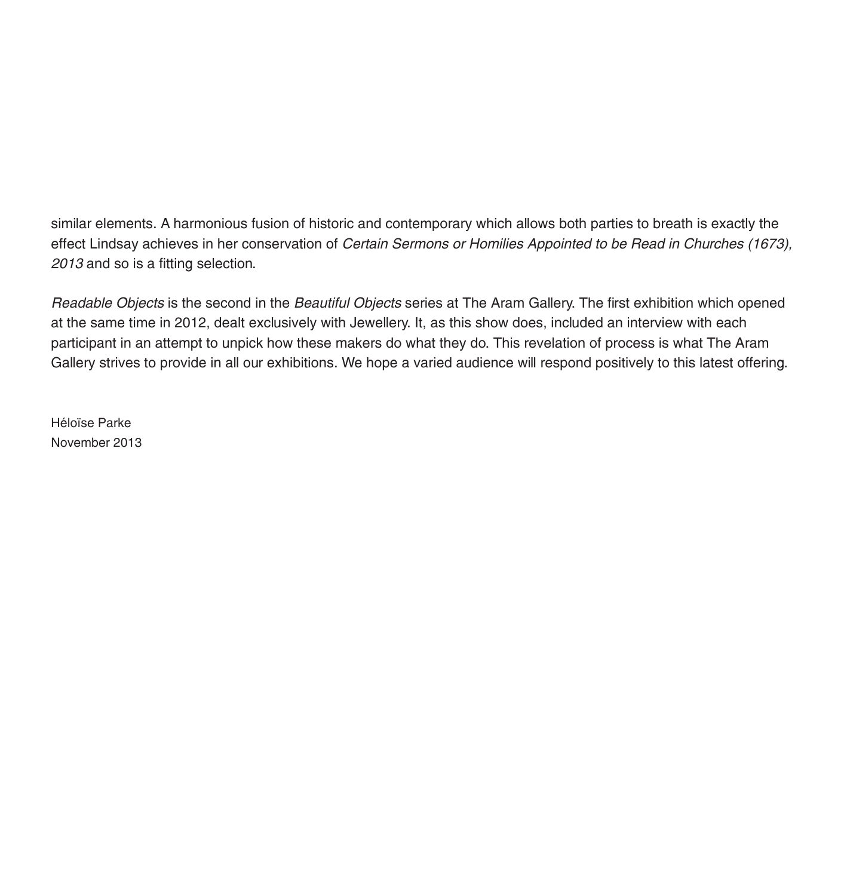similar elements. A harmonious fusion of historic and contemporary which allows both parties to breath is exactly the effect Lindsay achieves in her conservation of *Certain Sermons or Homilies Appointed to be Read in Churches (1673), 2013* and so is a fitting selection.

*Readable Objects* is the second in the *Beautiful Objects* series at The Aram Gallery. The first exhibition which opened at the same time in 2012, dealt exclusively with Jewellery. It, as this show does, included an interview with each participant in an attempt to unpick how these makers do what they do. This revelation of process is what The Aram Gallery strives to provide in all our exhibitions. We hope a varied audience will respond positively to this latest offering.

Héloïse Parke
November 2013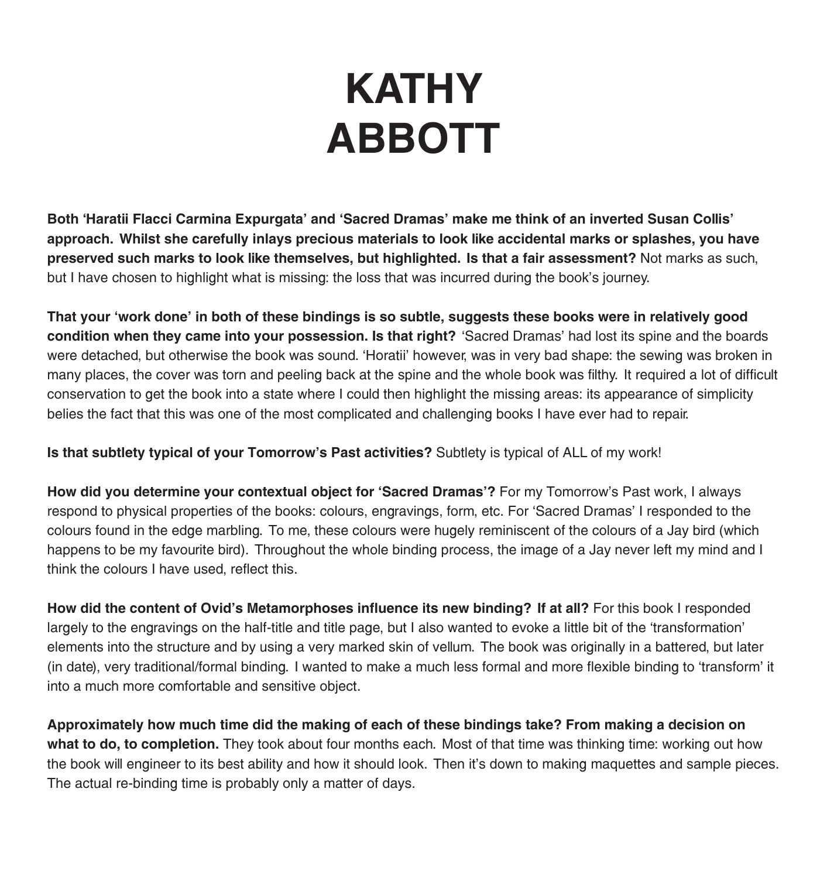# KATHY ABBOTT

**Both 'Haratii Flacci Carmina Expurgata' and 'Sacred Dramas' make me think of an inverted Susan Collis' approach. Whilst she carefully inlays precious materials to look like accidental marks or splashes, you have preserved such marks to look like themselves, but highlighted. Is that a fair assessment?** Not marks as such, but I have chosen to highlight what is missing: the loss that was incurred during the book's journey.

**That your 'work done' in both of these bindings is so subtle, suggests these books were in relatively good condition when they came into your possession. Is that right?** 'Sacred Dramas' had lost its spine and the boards were detached, but otherwise the book was sound. 'Horatii' however, was in very bad shape: the sewing was broken in many places, the cover was torn and peeling back at the spine and the whole book was filthy. It required a lot of difficult conservation to get the book into a state where I could then highlight the missing areas: its appearance of simplicity belies the fact that this was one of the most complicated and challenging books I have ever had to repair.

**Is that subtlety typical of your Tomorrow's Past activities?** Subtlety is typical of ALL of my work!

**How did you determine your contextual object for 'Sacred Dramas'?** For my Tomorrow's Past work, I always respond to physical properties of the books: colours, engravings, form, etc. For 'Sacred Dramas' I responded to the colours found in the edge marbling. To me, these colours were hugely reminiscent of the colours of a Jay bird (which happens to be my favourite bird). Throughout the whole binding process, the image of a Jay never left my mind and I think the colours I have used, reflect this.

**How did the content of Ovid's Metamorphoses influence its new binding? If at all?** For this book I responded largely to the engravings on the half-title and title page, but I also wanted to evoke a little bit of the 'transformation' elements into the structure and by using a very marked skin of vellum. The book was originally in a battered, but later (in date), very traditional/formal binding. I wanted to make a much less formal and more flexible binding to 'transform' it into a much more comfortable and sensitive object.

**Approximately how much time did the making of each of these bindings take? From making a decision on what to do, to completion.** They took about four months each. Most of that time was thinking time: working out how the book will engineer to its best ability and how it should look. Then it's down to making maquettes and sample pieces. The actual re-binding time is probably only a matter of days.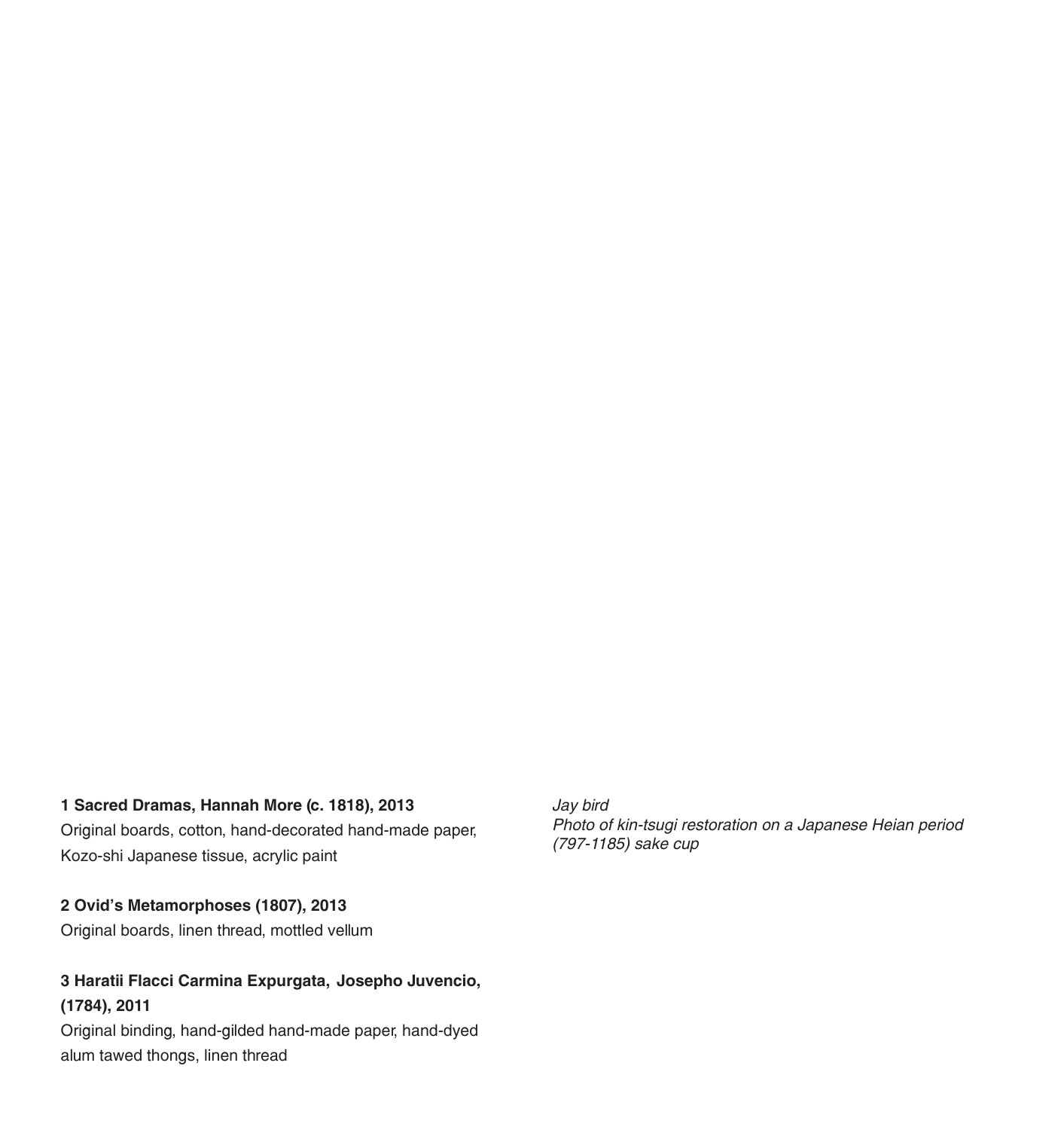**1 Sacred Dramas, Hannah More (c. 1818), 2013**
Original boards, cotton, hand-decorated hand-made paper, Kozo-shi Japanese tissue, acrylic paint

**2 Ovid's Metamorphoses (1807), 2013**
Original boards, linen thread, mottled vellum

**3 Haratii Flacci Carmina Expurgata, Josepho Juvencio, (1784), 2011**
Original binding, hand-gilded hand-made paper, hand-dyed alum tawed thongs, linen thread

*Jay bird*
*Photo of kin-tsugi restoration on a Japanese Heian period (797-1185) sake cup*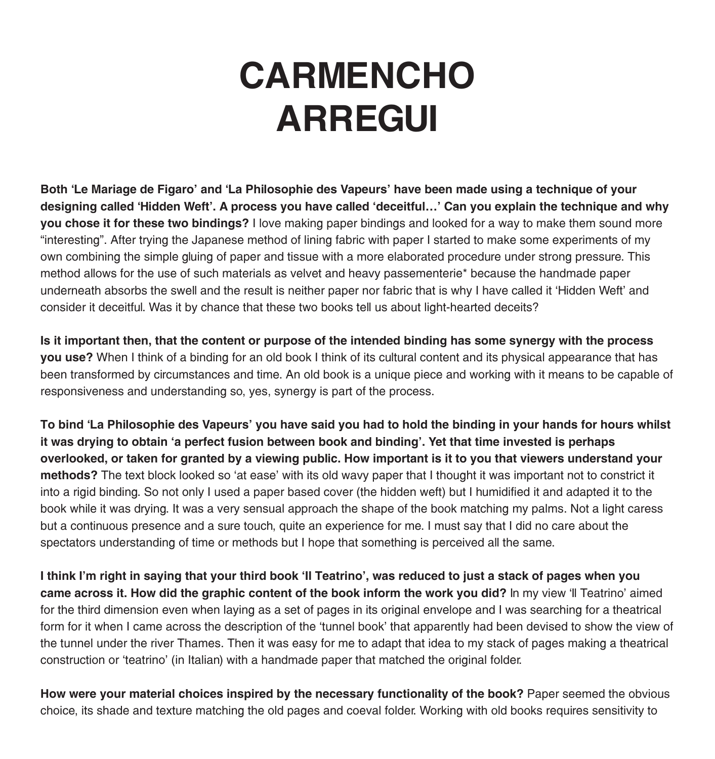# CARMENCHO ARREGUI

**Both 'Le Mariage de Figaro' and 'La Philosophie des Vapeurs' have been made using a technique of your designing called 'Hidden Weft'. A process you have called 'deceitful…' Can you explain the technique and why you chose it for these two bindings?** I love making paper bindings and looked for a way to make them sound more "interesting". After trying the Japanese method of lining fabric with paper I started to make some experiments of my own combining the simple gluing of paper and tissue with a more elaborated procedure under strong pressure. This method allows for the use of such materials as velvet and heavy passementerie* because the handmade paper underneath absorbs the swell and the result is neither paper nor fabric that is why I have called it 'Hidden Weft' and consider it deceitful. Was it by chance that these two books tell us about light-hearted deceits?

**Is it important then, that the content or purpose of the intended binding has some synergy with the process you use?** When I think of a binding for an old book I think of its cultural content and its physical appearance that has been transformed by circumstances and time. An old book is a unique piece and working with it means to be capable of responsiveness and understanding so, yes, synergy is part of the process.

**To bind 'La Philosophie des Vapeurs' you have said you had to hold the binding in your hands for hours whilst it was drying to obtain 'a perfect fusion between book and binding'. Yet that time invested is perhaps overlooked, or taken for granted by a viewing public. How important is it to you that viewers understand your methods?** The text block looked so 'at ease' with its old wavy paper that I thought it was important not to constrict it into a rigid binding. So not only I used a paper based cover (the hidden weft) but I humidified it and adapted it to the book while it was drying. It was a very sensual approach the shape of the book matching my palms. Not a light caress but a continuous presence and a sure touch, quite an experience for me. I must say that I did no care about the spectators understanding of time or methods but I hope that something is perceived all the same.

**I think I'm right in saying that your third book 'Il Teatrino', was reduced to just a stack of pages when you came across it. How did the graphic content of the book inform the work you did?** In my view 'Il Teatrino' aimed for the third dimension even when laying as a set of pages in its original envelope and I was searching for a theatrical form for it when I came across the description of the 'tunnel book' that apparently had been devised to show the view of the tunnel under the river Thames. Then it was easy for me to adapt that idea to my stack of pages making a theatrical construction or 'teatrino' (in Italian) with a handmade paper that matched the original folder.

**How were your material choices inspired by the necessary functionality of the book?** Paper seemed the obvious choice, its shade and texture matching the old pages and coeval folder. Working with old books requires sensitivity to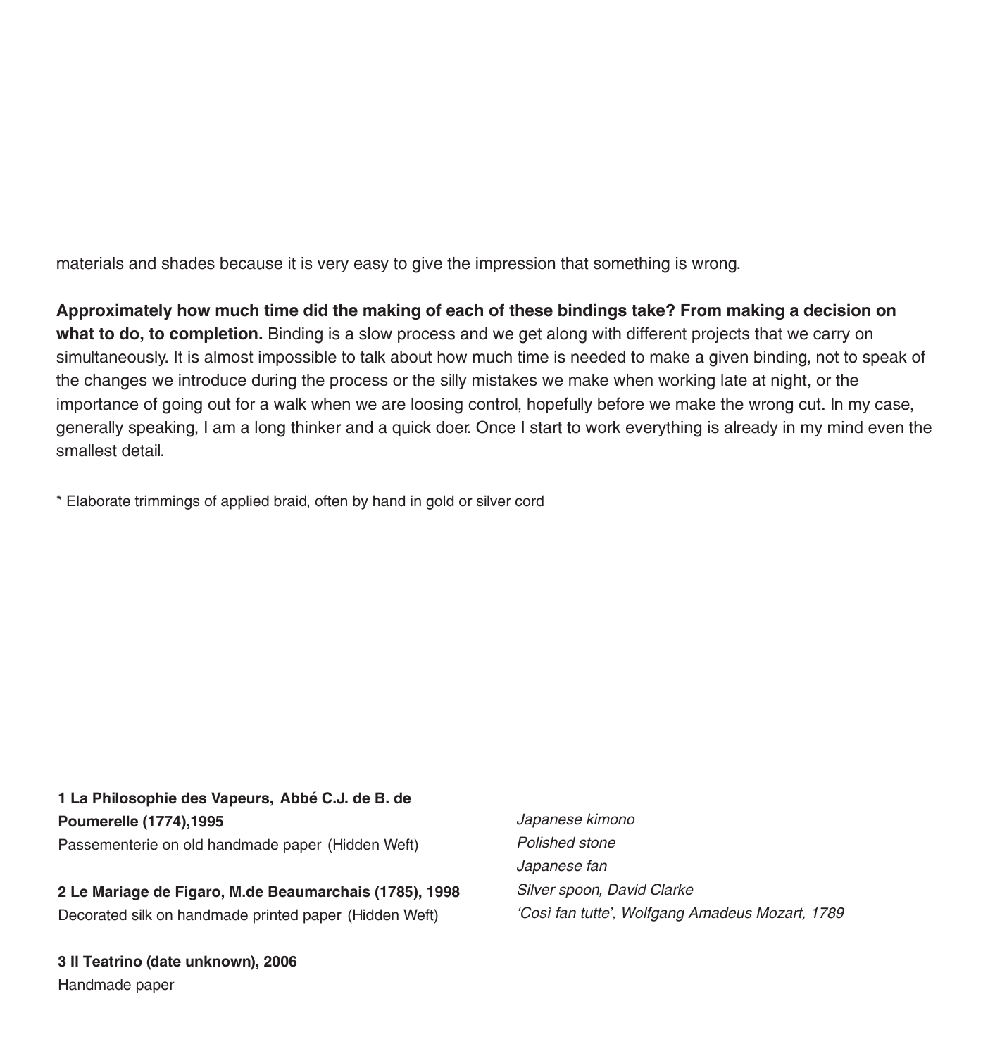materials and shades because it is very easy to give the impression that something is wrong.

**Approximately how much time did the making of each of these bindings take? From making a decision on what to do, to completion.** Binding is a slow process and we get along with different projects that we carry on simultaneously. It is almost impossible to talk about how much time is needed to make a given binding, not to speak of the changes we introduce during the process or the silly mistakes we make when working late at night, or the importance of going out for a walk when we are loosing control, hopefully before we make the wrong cut. In my case, generally speaking, I am a long thinker and a quick doer. Once I start to work everything is already in my mind even the smallest detail.

* Elaborate trimmings of applied braid, often by hand in gold or silver cord

**1 La Philosophie des Vapeurs, Abbé C.J. de B. de Poumerelle (1774),1995**
Passementerie on old handmade paper (Hidden Weft)

**2 Le Mariage de Figaro, M.de Beaumarchais (1785), 1998**
Decorated silk on handmade printed paper (Hidden Weft)

**3 Il Teatrino (date unknown), 2006**
Handmade paper

*Japanese kimono*
*Polished stone*
*Japanese fan*
*Silver spoon, David Clarke*
*'Così fan tutte', Wolfgang Amadeus Mozart, 1789*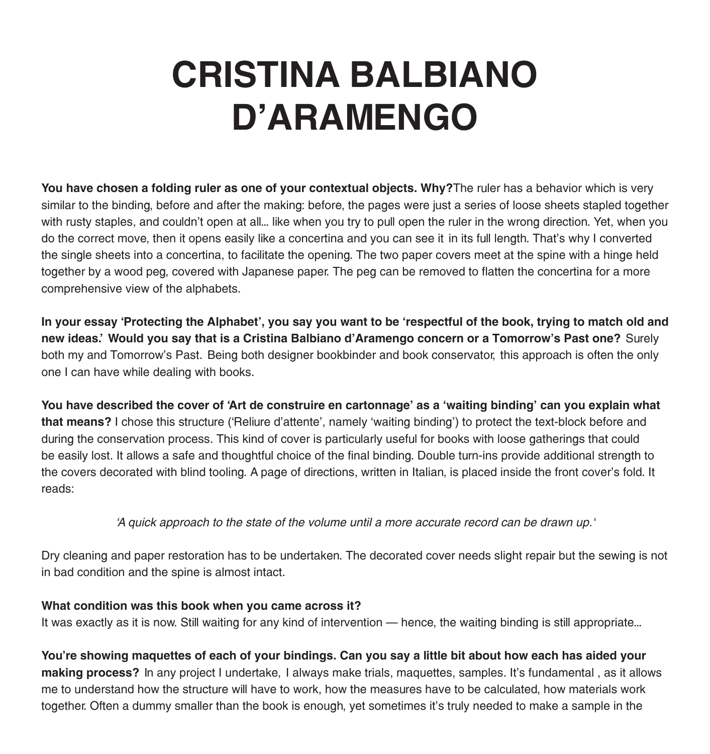# CRISTINA BALBIANO D'ARAMENGO

**You have chosen a folding ruler as one of your contextual objects. Why?**The ruler has a behavior which is very similar to the binding, before and after the making: before, the pages were just a series of loose sheets stapled together with rusty staples, and couldn't open at all... like when you try to pull open the ruler in the wrong direction. Yet, when you do the correct move, then it opens easily like a concertina and you can see it in its full length. That's why I converted the single sheets into a concertina, to facilitate the opening. The two paper covers meet at the spine with a hinge held together by a wood peg, covered with Japanese paper. The peg can be removed to flatten the concertina for a more comprehensive view of the alphabets.

**In your essay 'Protecting the Alphabet', you say you want to be 'respectful of the book, trying to match old and new ideas.' Would you say that is a Cristina Balbiano d'Aramengo concern or a Tomorrow's Past one?** Surely both my and Tomorrow's Past. Being both designer bookbinder and book conservator, this approach is often the only one I can have while dealing with books.

**You have described the cover of 'Art de construire en cartonnage' as a 'waiting binding' can you explain what that means?** I chose this structure ('Reliure d'attente', namely 'waiting binding') to protect the text-block before and during the conservation process. This kind of cover is particularly useful for books with loose gatherings that could be easily lost. It allows a safe and thoughtful choice of the final binding. Double turn-ins provide additional strength to the covers decorated with blind tooling. A page of directions, written in Italian, is placed inside the front cover's fold. It reads:

*'A quick approach to the state of the volume until a more accurate record can be drawn up.'*

Dry cleaning and paper restoration has to be undertaken. The decorated cover needs slight repair but the sewing is not in bad condition and the spine is almost intact.

**What condition was this book when you came across it?**
It was exactly as it is now. Still waiting for any kind of intervention — hence, the waiting binding is still appropriate...

**You're showing maquettes of each of your bindings. Can you say a little bit about how each has aided your making process?** In any project I undertake, I always make trials, maquettes, samples. It's fundamental , as it allows me to understand how the structure will have to work, how the measures have to be calculated, how materials work together. Often a dummy smaller than the book is enough, yet sometimes it's truly needed to make a sample in the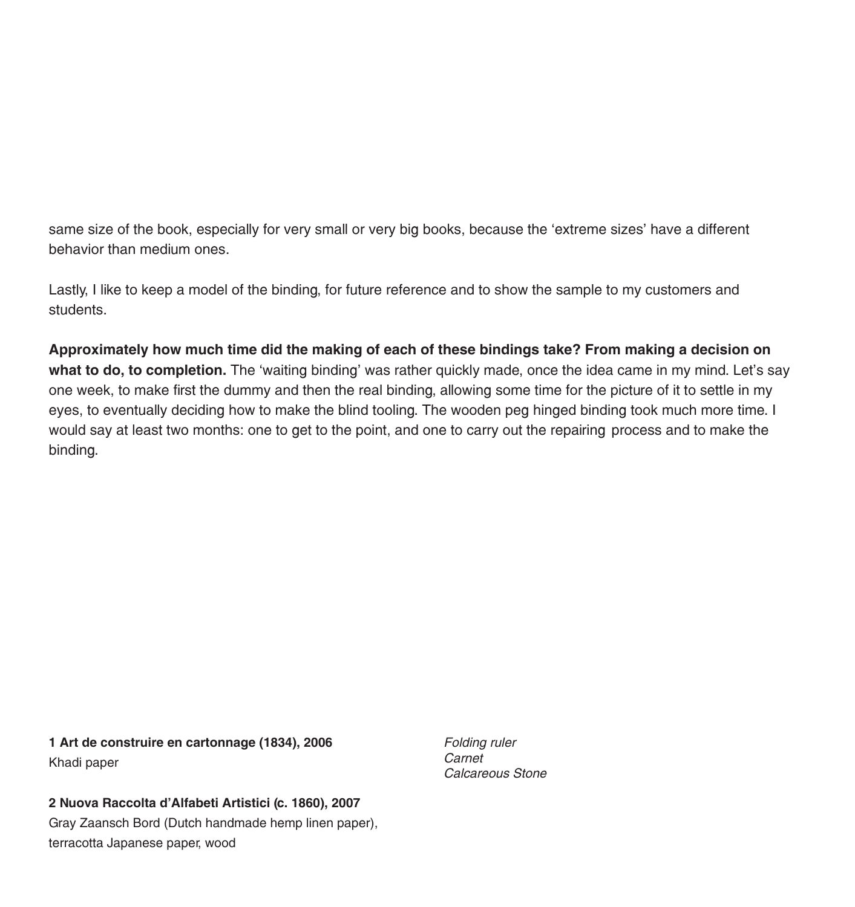same size of the book, especially for very small or very big books, because the 'extreme sizes' have a different behavior than medium ones.

Lastly, I like to keep a model of the binding, for future reference and to show the sample to my customers and students.

**Approximately how much time did the making of each of these bindings take? From making a decision on what to do, to completion.** The 'waiting binding' was rather quickly made, once the idea came in my mind. Let's say one week, to make first the dummy and then the real binding, allowing some time for the picture of it to settle in my eyes, to eventually deciding how to make the blind tooling. The wooden peg hinged binding took much more time. I would say at least two months: one to get to the point, and one to carry out the repairing process and to make the binding.

**1 Art de construire en cartonnage (1834), 2006**
Khadi paper

**2 Nuova Raccolta d'Alfabeti Artistici (c. 1860), 2007**
Gray Zaansch Bord (Dutch handmade hemp linen paper), terracotta Japanese paper, wood

*Folding ruler*
*Carnet*
*Calcareous Stone*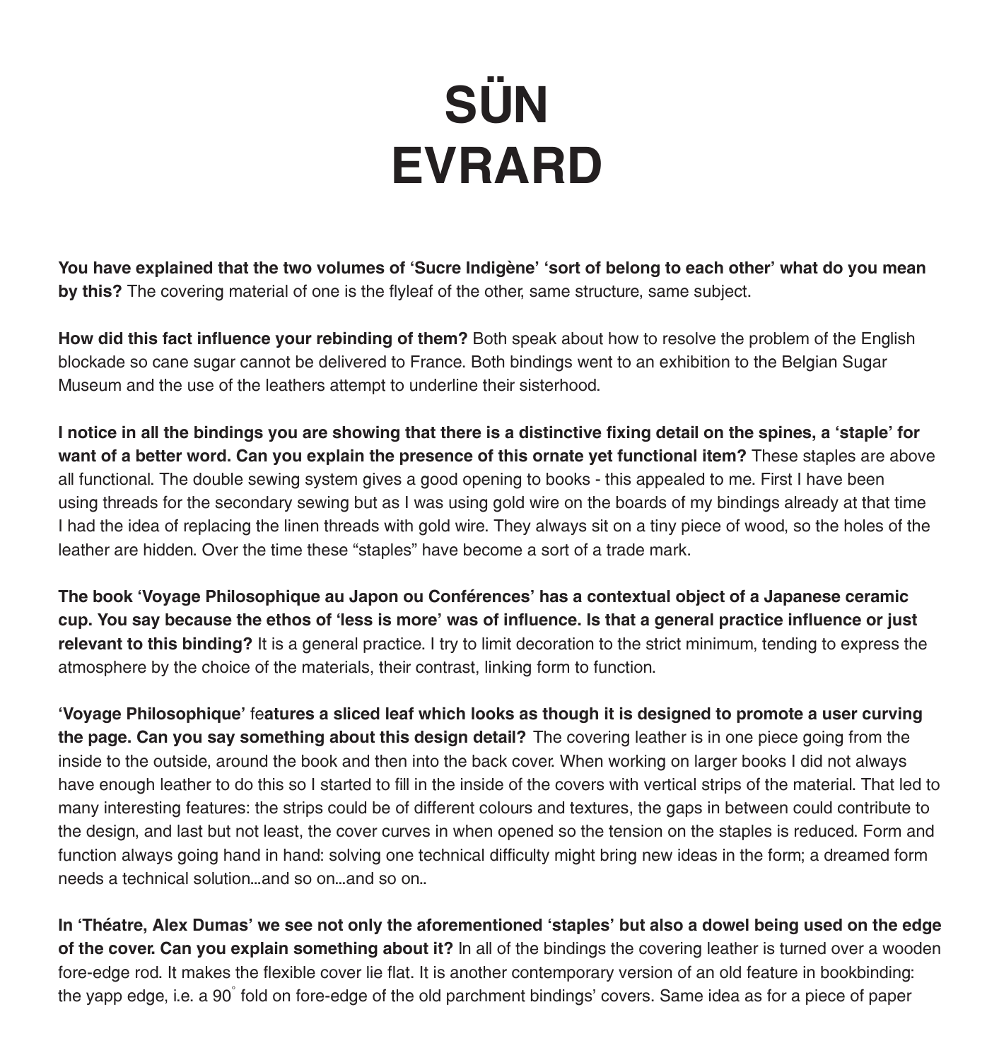# SÜN EVRARD

**You have explained that the two volumes of 'Sucre Indigène' 'sort of belong to each other' what do you mean by this?** The covering material of one is the flyleaf of the other, same structure, same subject.

**How did this fact influence your rebinding of them?** Both speak about how to resolve the problem of the English blockade so cane sugar cannot be delivered to France. Both bindings went to an exhibition to the Belgian Sugar Museum and the use of the leathers attempt to underline their sisterhood.

**I notice in all the bindings you are showing that there is a distinctive fixing detail on the spines, a 'staple' for want of a better word. Can you explain the presence of this ornate yet functional item?** These staples are above all functional. The double sewing system gives a good opening to books - this appealed to me. First I have been using threads for the secondary sewing but as I was using gold wire on the boards of my bindings already at that time I had the idea of replacing the linen threads with gold wire. They always sit on a tiny piece of wood, so the holes of the leather are hidden. Over the time these "staples" have become a sort of a trade mark.

**The book 'Voyage Philosophique au Japon ou Conférences' has a contextual object of a Japanese ceramic cup. You say because the ethos of 'less is more' was of influence. Is that a general practice influence or just relevant to this binding?** It is a general practice. I try to limit decoration to the strict minimum, tending to express the atmosphere by the choice of the materials, their contrast, linking form to function.

**'Voyage Philosophique'** fe**atures a sliced leaf which looks as though it is designed to promote a user curving the page. Can you say something about this design detail?** The covering leather is in one piece going from the inside to the outside, around the book and then into the back cover. When working on larger books I did not always have enough leather to do this so I started to fill in the inside of the covers with vertical strips of the material. That led to many interesting features: the strips could be of different colours and textures, the gaps in between could contribute to the design, and last but not least, the cover curves in when opened so the tension on the staples is reduced. Form and function always going hand in hand: solving one technical difficulty might bring new ideas in the form; a dreamed form needs a technical solution...and so on...and so on..

**In 'Théatre, Alex Dumas' we see not only the aforementioned 'staples' but also a dowel being used on the edge of the cover. Can you explain something about it?** In all of the bindings the covering leather is turned over a wooden fore-edge rod. It makes the flexible cover lie flat. It is another contemporary version of an old feature in bookbinding: the yapp edge, i.e. a 90° fold on fore-edge of the old parchment bindings' covers. Same idea as for a piece of paper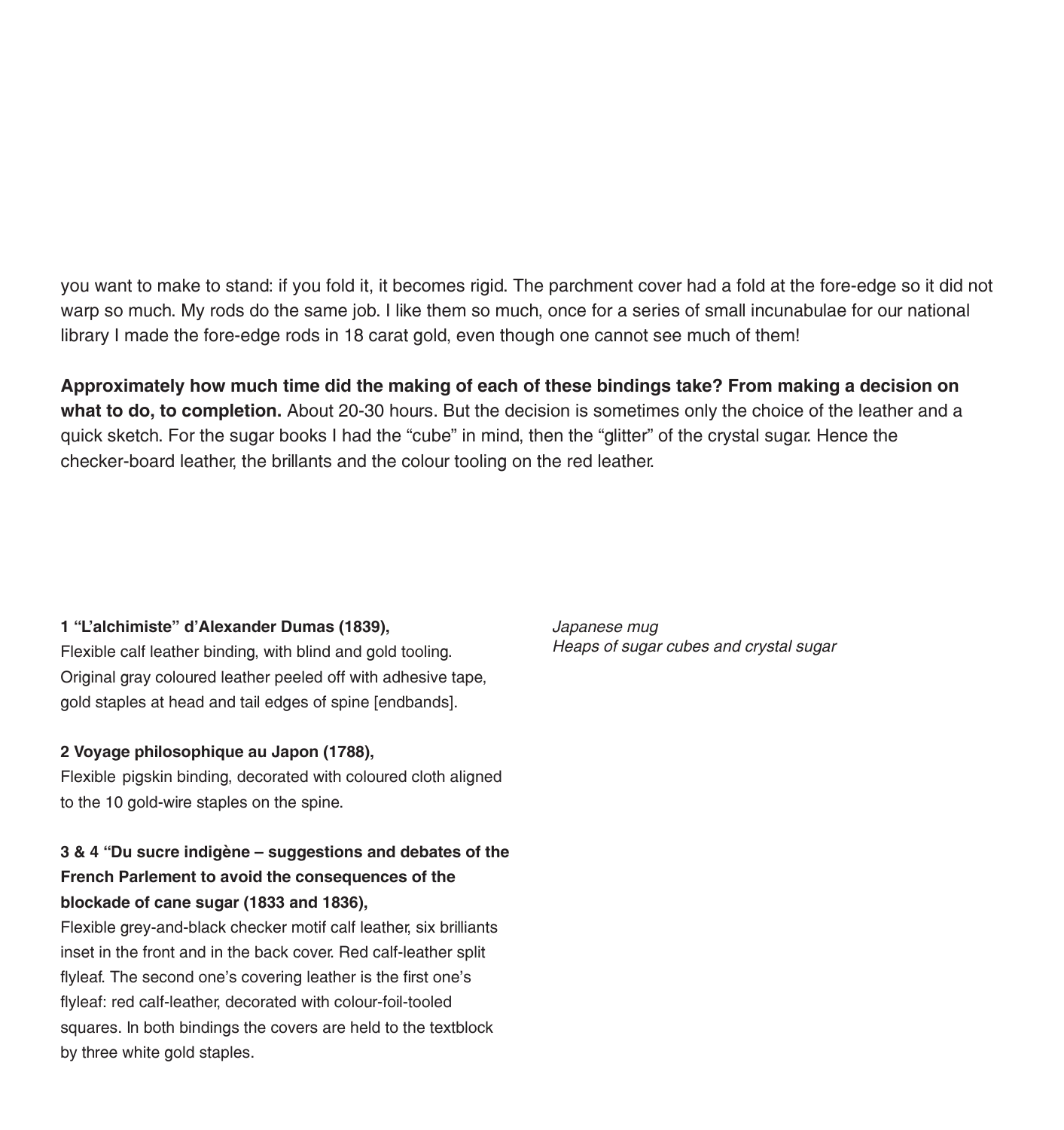you want to make to stand: if you fold it, it becomes rigid. The parchment cover had a fold at the fore-edge so it did not warp so much. My rods do the same job. I like them so much, once for a series of small incunabulae for our national library I made the fore-edge rods in 18 carat gold, even though one cannot see much of them!

**Approximately how much time did the making of each of these bindings take? From making a decision on what to do, to completion.** About 20-30 hours. But the decision is sometimes only the choice of the leather and a quick sketch. For the sugar books I had the "cube" in mind, then the "glitter" of the crystal sugar. Hence the checker-board leather, the brillants and the colour tooling on the red leather.

**1 "L'alchimiste" d'Alexander Dumas (1839),**
Flexible calf leather binding, with blind and gold tooling. Original gray coloured leather peeled off with adhesive tape, gold staples at head and tail edges of spine [endbands].

**2 Voyage philosophique au Japon (1788),**
Flexible pigskin binding, decorated with coloured cloth aligned to the 10 gold-wire staples on the spine.

**3 & 4 "Du sucre indigène – suggestions and debates of the French Parlement to avoid the consequences of the blockade of cane sugar (1833 and 1836),**
Flexible grey-and-black checker motif calf leather, six brilliants inset in the front and in the back cover. Red calf-leather split flyleaf. The second one's covering leather is the first one's flyleaf: red calf-leather, decorated with colour-foil-tooled squares. In both bindings the covers are held to the textblock by three white gold staples.

*Japanese mug*
*Heaps of sugar cubes and crystal sugar*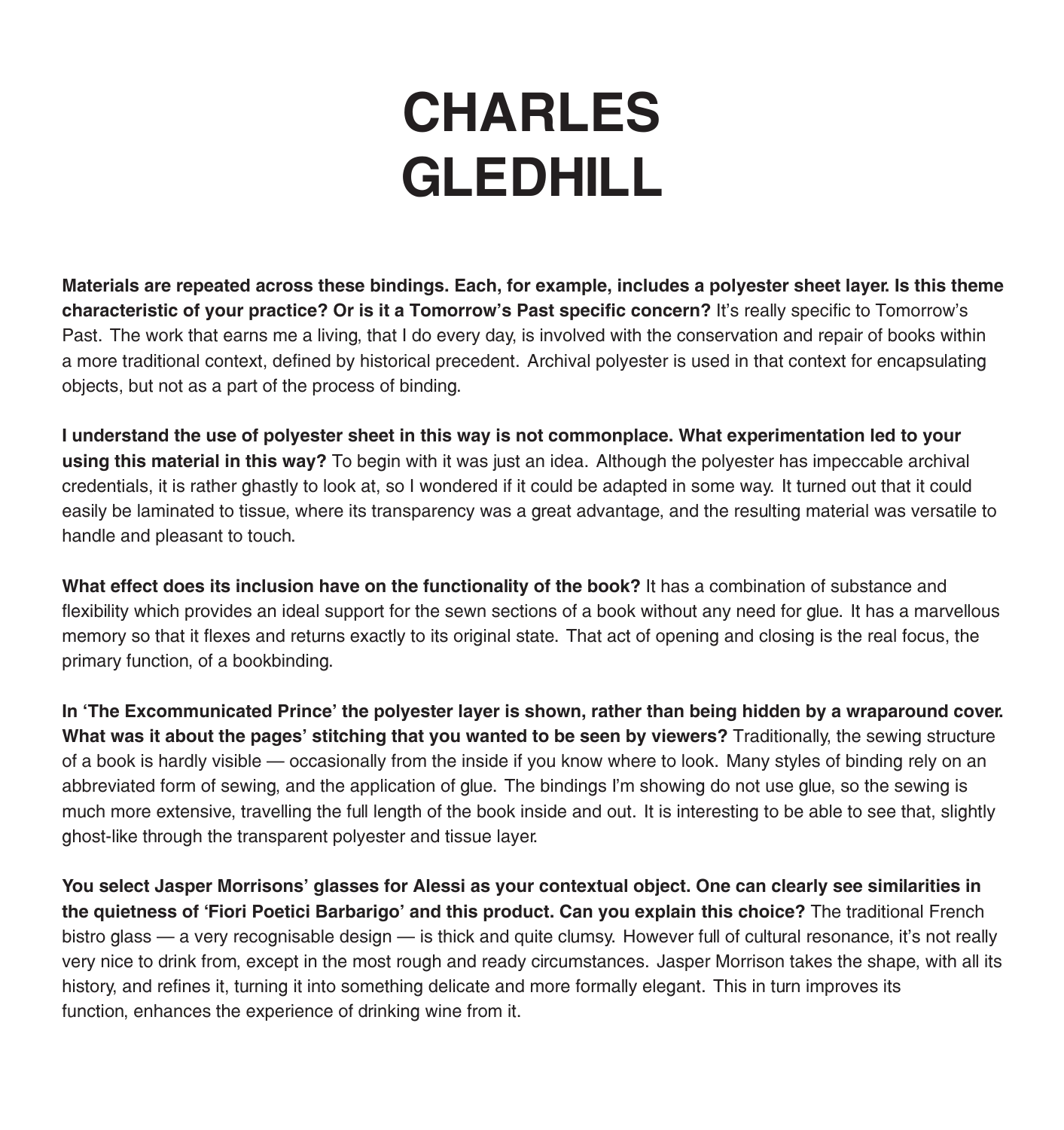# CHARLES GLEDHILL

**Materials are repeated across these bindings. Each, for example, includes a polyester sheet layer. Is this theme characteristic of your practice? Or is it a Tomorrow's Past specific concern?** It's really specific to Tomorrow's Past. The work that earns me a living, that I do every day, is involved with the conservation and repair of books within a more traditional context, defined by historical precedent. Archival polyester is used in that context for encapsulating objects, but not as a part of the process of binding.

**I understand the use of polyester sheet in this way is not commonplace. What experimentation led to your using this material in this way?** To begin with it was just an idea. Although the polyester has impeccable archival credentials, it is rather ghastly to look at, so I wondered if it could be adapted in some way. It turned out that it could easily be laminated to tissue, where its transparency was a great advantage, and the resulting material was versatile to handle and pleasant to touch.

**What effect does its inclusion have on the functionality of the book?** It has a combination of substance and flexibility which provides an ideal support for the sewn sections of a book without any need for glue. It has a marvellous memory so that it flexes and returns exactly to its original state. That act of opening and closing is the real focus, the primary function, of a bookbinding.

**In 'The Excommunicated Prince' the polyester layer is shown, rather than being hidden by a wraparound cover. What was it about the pages' stitching that you wanted to be seen by viewers?** Traditionally, the sewing structure of a book is hardly visible — occasionally from the inside if you know where to look. Many styles of binding rely on an abbreviated form of sewing, and the application of glue. The bindings I'm showing do not use glue, so the sewing is much more extensive, travelling the full length of the book inside and out. It is interesting to be able to see that, slightly ghost-like through the transparent polyester and tissue layer.

**You select Jasper Morrisons' glasses for Alessi as your contextual object. One can clearly see similarities in the quietness of 'Fiori Poetici Barbarigo' and this product. Can you explain this choice?** The traditional French bistro glass — a very recognisable design — is thick and quite clumsy. However full of cultural resonance, it's not really very nice to drink from, except in the most rough and ready circumstances. Jasper Morrison takes the shape, with all its history, and refines it, turning it into something delicate and more formally elegant. This in turn improves its function, enhances the experience of drinking wine from it.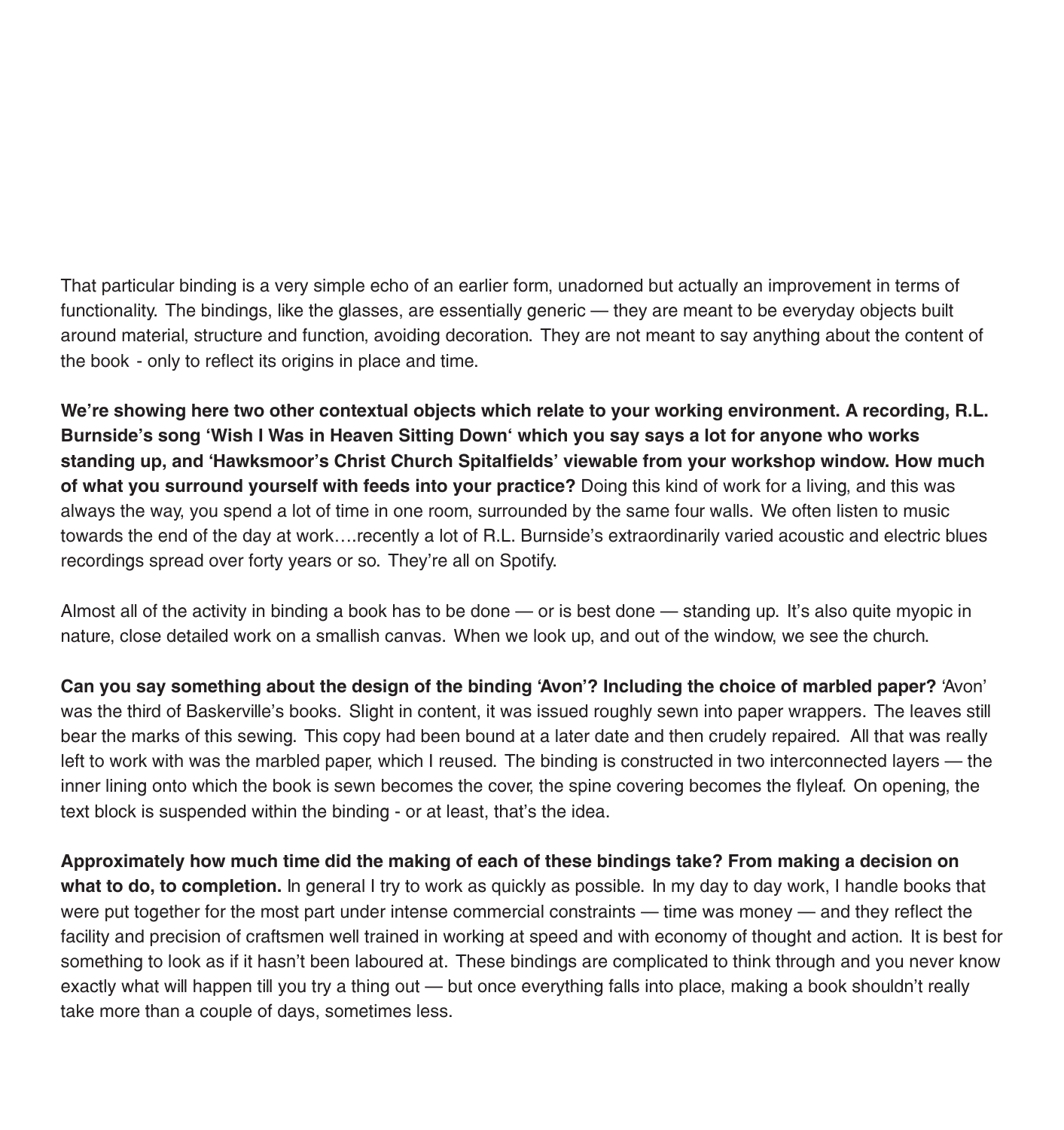That particular binding is a very simple echo of an earlier form, unadorned but actually an improvement in terms of functionality. The bindings, like the glasses, are essentially generic — they are meant to be everyday objects built around material, structure and function, avoiding decoration. They are not meant to say anything about the content of the book - only to reflect its origins in place and time.

**We're showing here two other contextual objects which relate to your working environment. A recording, R.L. Burnside's song 'Wish I Was in Heaven Sitting Down' which you say says a lot for anyone who works standing up, and 'Hawksmoor's Christ Church Spitalfields' viewable from your workshop window. How much of what you surround yourself with feeds into your practice?** Doing this kind of work for a living, and this was always the way, you spend a lot of time in one room, surrounded by the same four walls. We often listen to music towards the end of the day at work….recently a lot of R.L. Burnside's extraordinarily varied acoustic and electric blues recordings spread over forty years or so. They're all on Spotify.

Almost all of the activity in binding a book has to be done — or is best done — standing up. It's also quite myopic in nature, close detailed work on a smallish canvas. When we look up, and out of the window, we see the church.

**Can you say something about the design of the binding 'Avon'? Including the choice of marbled paper?** 'Avon' was the third of Baskerville's books. Slight in content, it was issued roughly sewn into paper wrappers. The leaves still bear the marks of this sewing. This copy had been bound at a later date and then crudely repaired. All that was really left to work with was the marbled paper, which I reused. The binding is constructed in two interconnected layers — the inner lining onto which the book is sewn becomes the cover, the spine covering becomes the flyleaf. On opening, the text block is suspended within the binding - or at least, that's the idea.

**Approximately how much time did the making of each of these bindings take? From making a decision on what to do, to completion.** In general I try to work as quickly as possible. In my day to day work, I handle books that were put together for the most part under intense commercial constraints — time was money — and they reflect the facility and precision of craftsmen well trained in working at speed and with economy of thought and action. It is best for something to look as if it hasn't been laboured at. These bindings are complicated to think through and you never know exactly what will happen till you try a thing out — but once everything falls into place, making a book shouldn't really take more than a couple of days, sometimes less.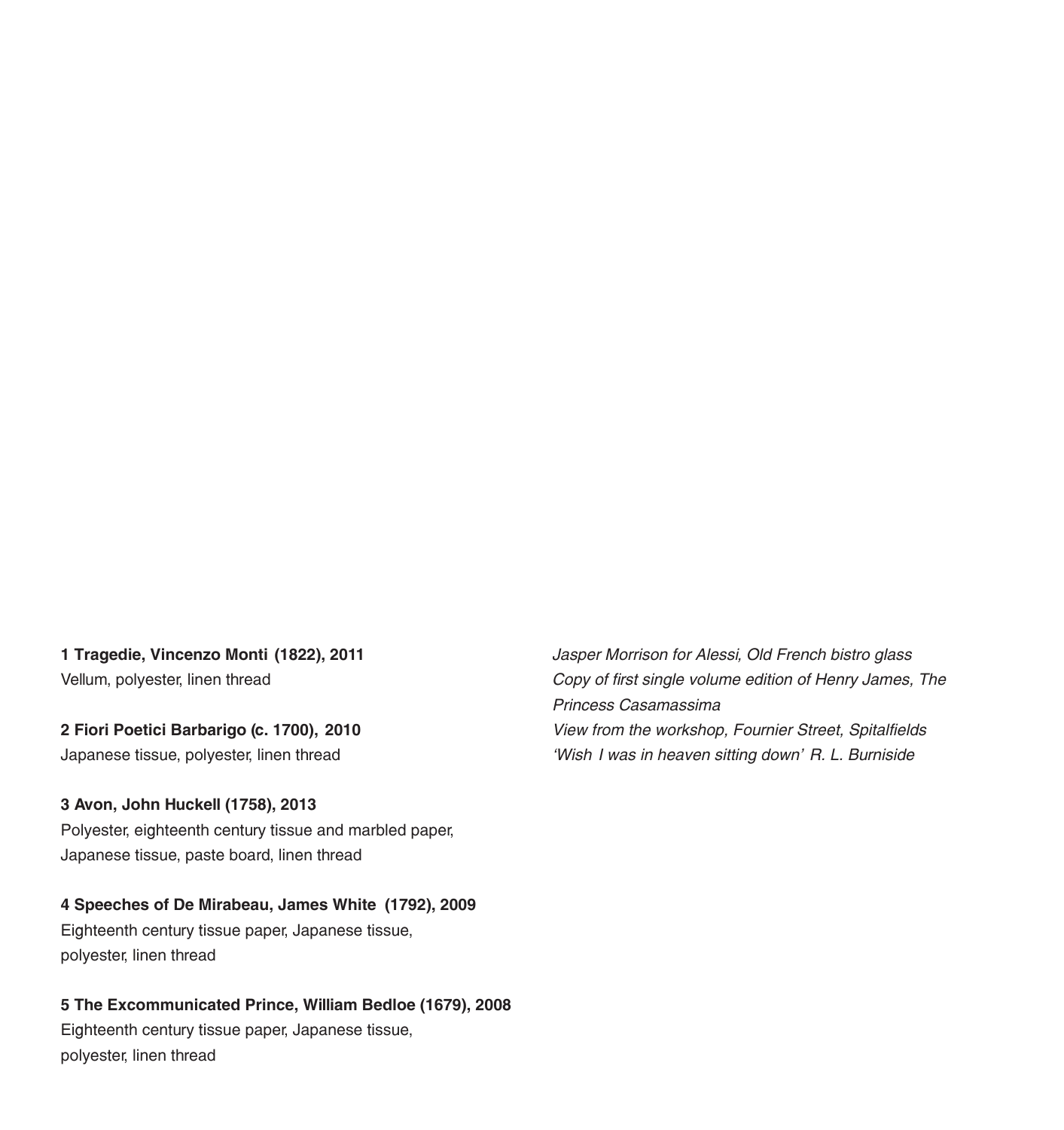**1 Tragedie, Vincenzo Monti (1822), 2011**
Vellum, polyester, linen thread

**2 Fiori Poetici Barbarigo (c. 1700), 2010**
Japanese tissue, polyester, linen thread

**3 Avon, John Huckell (1758), 2013**
Polyester, eighteenth century tissue and marbled paper, Japanese tissue, paste board, linen thread

**4 Speeches of De Mirabeau, James White (1792), 2009**
Eighteenth century tissue paper, Japanese tissue, polyester, linen thread

**5 The Excommunicated Prince, William Bedloe (1679), 2008**
Eighteenth century tissue paper, Japanese tissue, polyester, linen thread

*Jasper Morrison for Alessi, Old French bistro glass*
*Copy of first single volume edition of Henry James, The Princess Casamassima*
*View from the workshop, Fournier Street, Spitalfields*
*'Wish I was in heaven sitting down' R. L. Burniside*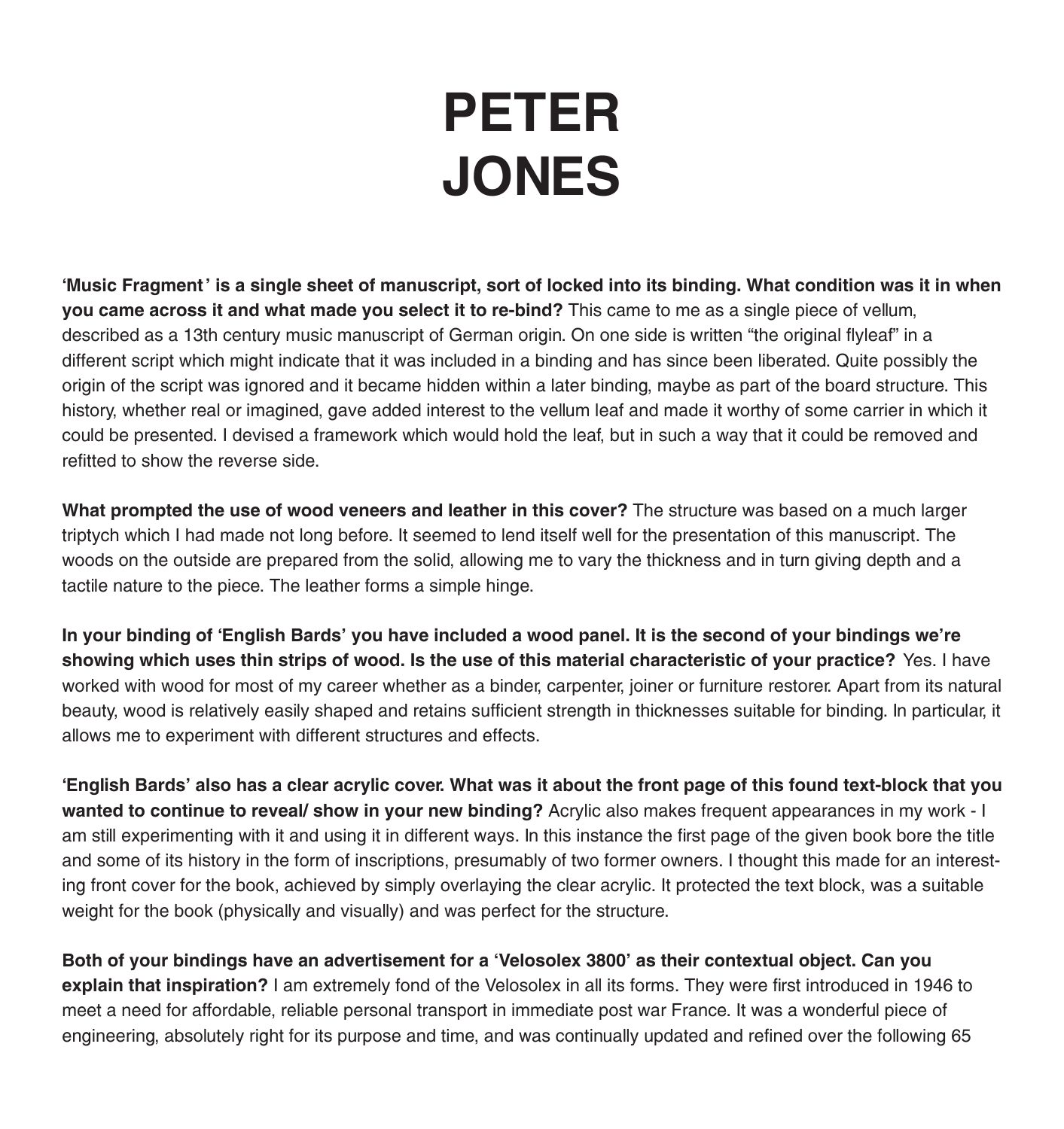# PETER JONES

**'Music Fragment' is a single sheet of manuscript, sort of locked into its binding. What condition was it in when you came across it and what made you select it to re-bind?** This came to me as a single piece of vellum, described as a 13th century music manuscript of German origin. On one side is written "the original flyleaf" in a different script which might indicate that it was included in a binding and has since been liberated. Quite possibly the origin of the script was ignored and it became hidden within a later binding, maybe as part of the board structure. This history, whether real or imagined, gave added interest to the vellum leaf and made it worthy of some carrier in which it could be presented. I devised a framework which would hold the leaf, but in such a way that it could be removed and refitted to show the reverse side.

**What prompted the use of wood veneers and leather in this cover?** The structure was based on a much larger triptych which I had made not long before. It seemed to lend itself well for the presentation of this manuscript. The woods on the outside are prepared from the solid, allowing me to vary the thickness and in turn giving depth and a tactile nature to the piece. The leather forms a simple hinge.

**In your binding of 'English Bards' you have included a wood panel. It is the second of your bindings we're showing which uses thin strips of wood. Is the use of this material characteristic of your practice?** Yes. I have worked with wood for most of my career whether as a binder, carpenter, joiner or furniture restorer. Apart from its natural beauty, wood is relatively easily shaped and retains sufficient strength in thicknesses suitable for binding. In particular, it allows me to experiment with different structures and effects.

**'English Bards' also has a clear acrylic cover. What was it about the front page of this found text-block that you wanted to continue to reveal/ show in your new binding?** Acrylic also makes frequent appearances in my work - I am still experimenting with it and using it in different ways. In this instance the first page of the given book bore the title and some of its history in the form of inscriptions, presumably of two former owners. I thought this made for an interesting front cover for the book, achieved by simply overlaying the clear acrylic. It protected the text block, was a suitable weight for the book (physically and visually) and was perfect for the structure.

**Both of your bindings have an advertisement for a 'Velosolex 3800' as their contextual object. Can you explain that inspiration?** I am extremely fond of the Velosolex in all its forms. They were first introduced in 1946 to meet a need for affordable, reliable personal transport in immediate post war France. It was a wonderful piece of engineering, absolutely right for its purpose and time, and was continually updated and refined over the following 65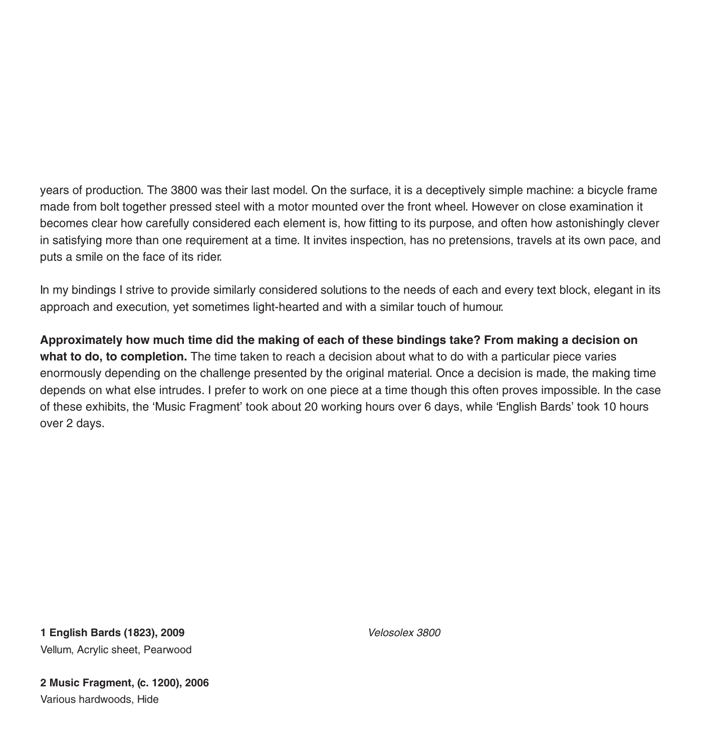years of production. The 3800 was their last model. On the surface, it is a deceptively simple machine: a bicycle frame made from bolt together pressed steel with a motor mounted over the front wheel. However on close examination it becomes clear how carefully considered each element is, how fitting to its purpose, and often how astonishingly clever in satisfying more than one requirement at a time. It invites inspection, has no pretensions, travels at its own pace, and puts a smile on the face of its rider.

In my bindings I strive to provide similarly considered solutions to the needs of each and every text block, elegant in its approach and execution, yet sometimes light-hearted and with a similar touch of humour.

**Approximately how much time did the making of each of these bindings take? From making a decision on what to do, to completion.** The time taken to reach a decision about what to do with a particular piece varies enormously depending on the challenge presented by the original material. Once a decision is made, the making time depends on what else intrudes. I prefer to work on one piece at a time though this often proves impossible. In the case of these exhibits, the 'Music Fragment' took about 20 working hours over 6 days, while 'English Bards' took 10 hours over 2 days.

**1 English Bards (1823), 2009**
Vellum, Acrylic sheet, Pearwood

**2 Music Fragment, (c. 1200), 2006**
Various hardwoods, Hide

*Velosolex 3800*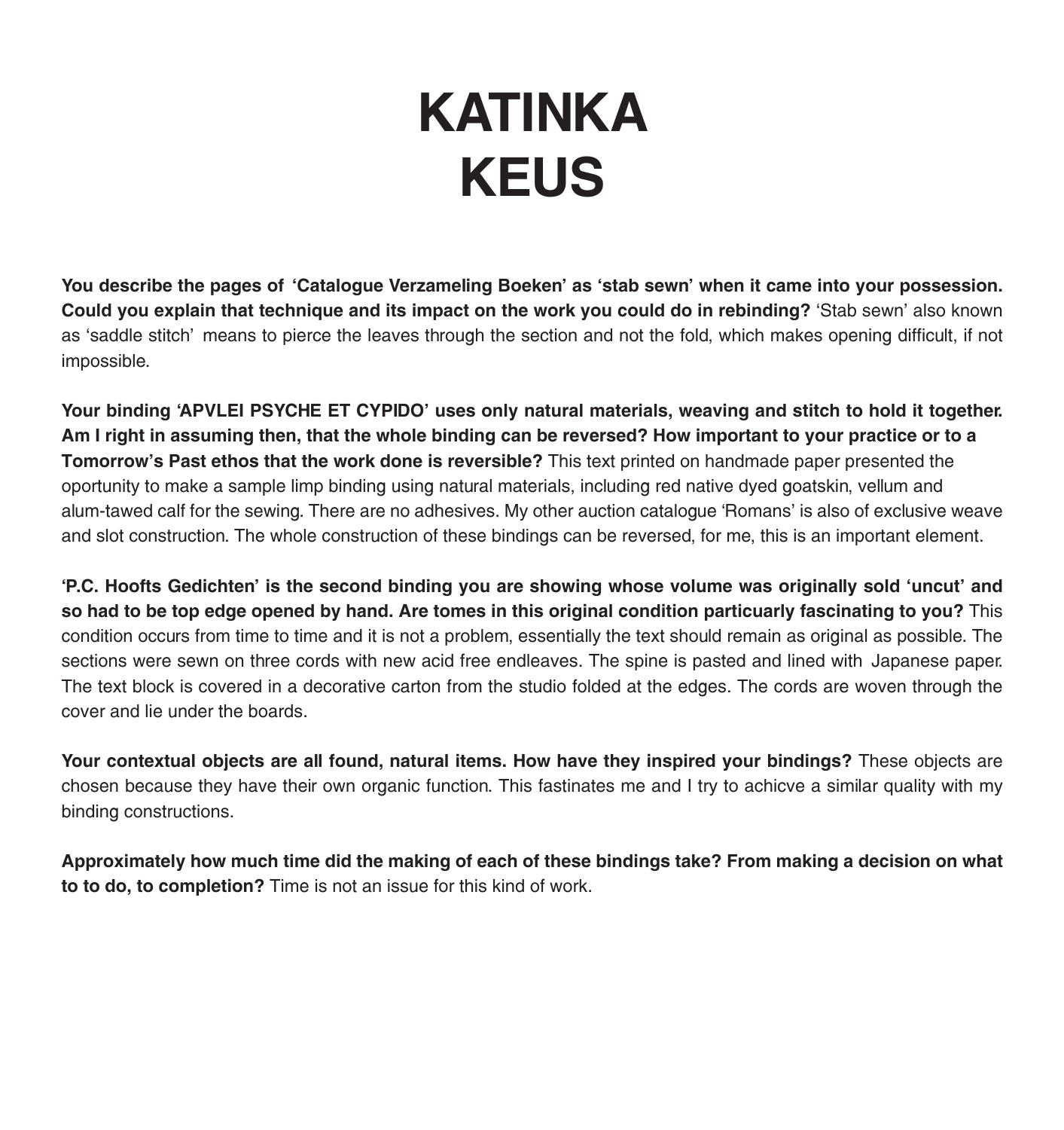# KATINKA KEUS

**You describe the pages of 'Catalogue Verzameling Boeken' as 'stab sewn' when it came into your possession. Could you explain that technique and its impact on the work you could do in rebinding?** 'Stab sewn' also known as 'saddle stitch' means to pierce the leaves through the section and not the fold, which makes opening difficult, if not impossible.

**Your binding 'APVLEI PSYCHE ET CYPIDO' uses only natural materials, weaving and stitch to hold it together. Am I right in assuming then, that the whole binding can be reversed? How important to your practice or to a Tomorrow's Past ethos that the work done is reversible?** This text printed on handmade paper presented the oportunity to make a sample limp binding using natural materials, including red native dyed goatskin, vellum and alum-tawed calf for the sewing. There are no adhesives. My other auction catalogue 'Romans' is also of exclusive weave and slot construction. The whole construction of these bindings can be reversed, for me, this is an important element.

**'P.C. Hoofts Gedichten' is the second binding you are showing whose volume was originally sold 'uncut' and so had to be top edge opened by hand. Are tomes in this original condition particuarly fascinating to you?** This condition occurs from time to time and it is not a problem, essentially the text should remain as original as possible. The sections were sewn on three cords with new acid free endleaves. The spine is pasted and lined with Japanese paper. The text block is covered in a decorative carton from the studio folded at the edges. The cords are woven through the cover and lie under the boards.

**Your contextual objects are all found, natural items. How have they inspired your bindings?** These objects are chosen because they have their own organic function. This fastinates me and I try to achicve a similar quality with my binding constructions.

**Approximately how much time did the making of each of these bindings take? From making a decision on what to to do, to completion?** Time is not an issue for this kind of work.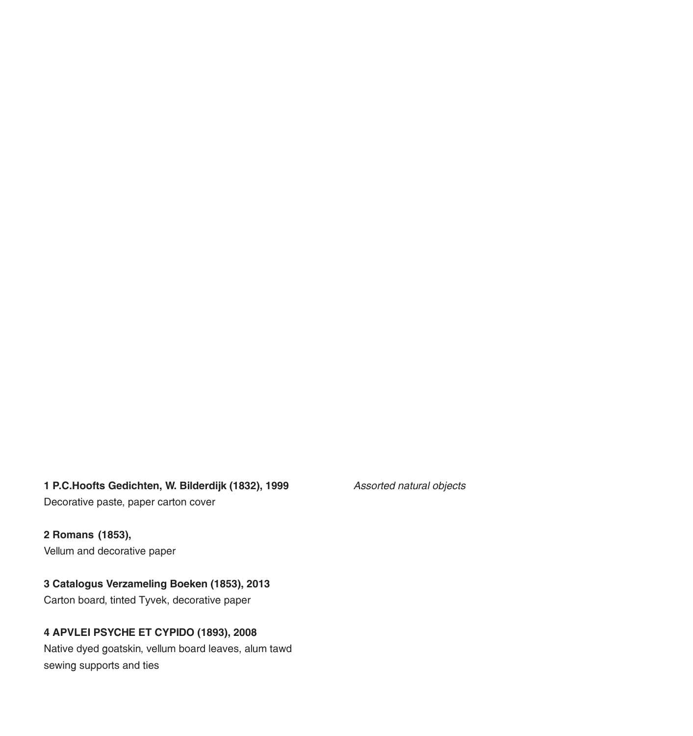**1 P.C.Hoofts Gedichten, W. Bilderdijk (1832), 1999**
Decorative paste, paper carton cover

**2 Romans (1853),**
Vellum and decorative paper

**3 Catalogus Verzameling Boeken (1853), 2013**
Carton board, tinted Tyvek, decorative paper

**4 APVLEI PSYCHE ET CYPIDO (1893), 2008**
Native dyed goatskin, vellum board leaves, alum tawd sewing supports and ties

*Assorted natural objects*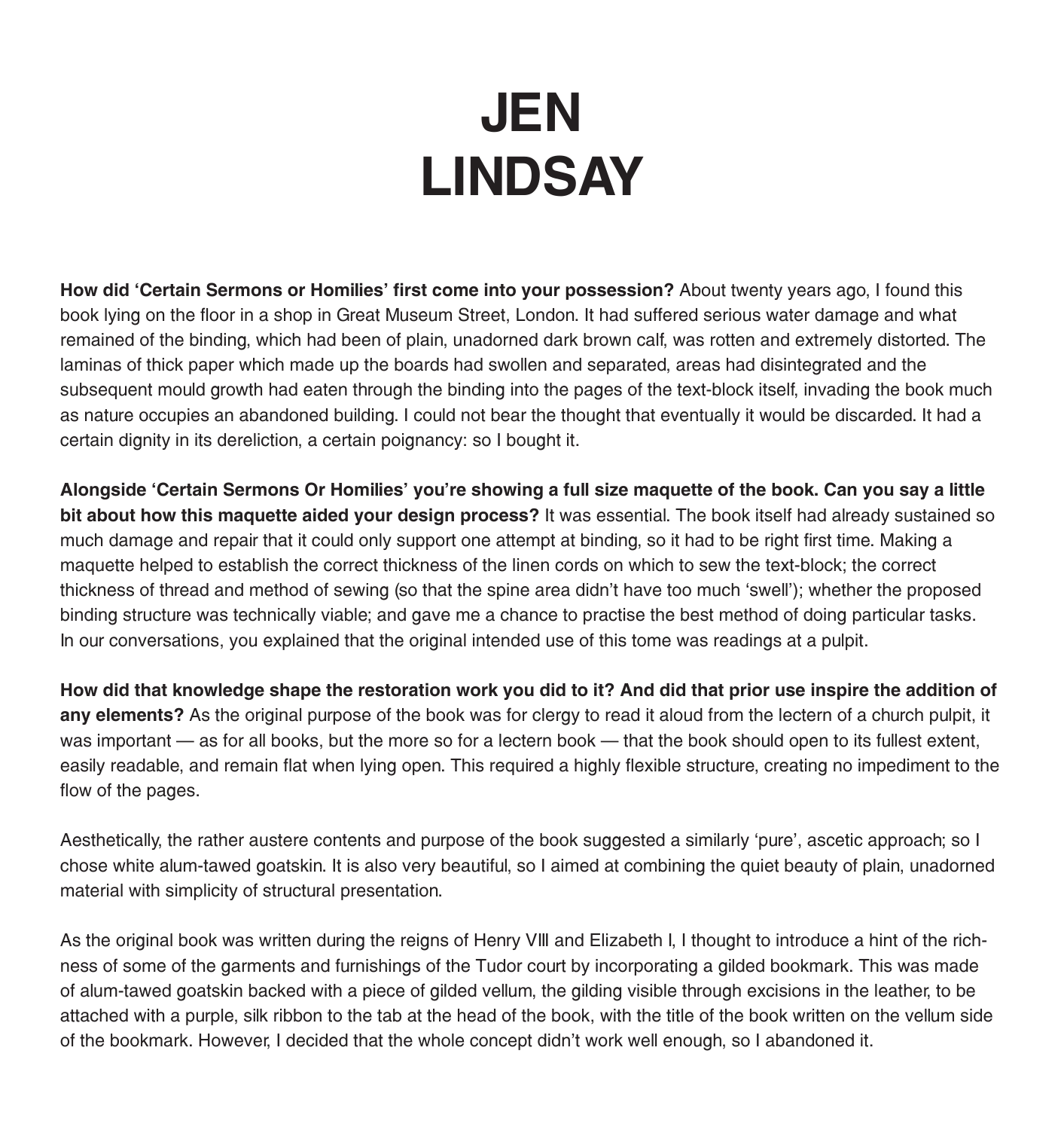# JEN LINDSAY

**How did 'Certain Sermons or Homilies' first come into your possession?** About twenty years ago, I found this book lying on the floor in a shop in Great Museum Street, London. It had suffered serious water damage and what remained of the binding, which had been of plain, unadorned dark brown calf, was rotten and extremely distorted. The laminas of thick paper which made up the boards had swollen and separated, areas had disintegrated and the subsequent mould growth had eaten through the binding into the pages of the text-block itself, invading the book much as nature occupies an abandoned building. I could not bear the thought that eventually it would be discarded. It had a certain dignity in its dereliction, a certain poignancy: so I bought it.

**Alongside 'Certain Sermons Or Homilies' you're showing a full size maquette of the book. Can you say a little bit about how this maquette aided your design process?** It was essential. The book itself had already sustained so much damage and repair that it could only support one attempt at binding, so it had to be right first time. Making a maquette helped to establish the correct thickness of the linen cords on which to sew the text-block; the correct thickness of thread and method of sewing (so that the spine area didn't have too much 'swell'); whether the proposed binding structure was technically viable; and gave me a chance to practise the best method of doing particular tasks. In our conversations, you explained that the original intended use of this tome was readings at a pulpit.

**How did that knowledge shape the restoration work you did to it? And did that prior use inspire the addition of any elements?** As the original purpose of the book was for clergy to read it aloud from the lectern of a church pulpit, it was important — as for all books, but the more so for a lectern book — that the book should open to its fullest extent, easily readable, and remain flat when lying open. This required a highly flexible structure, creating no impediment to the flow of the pages.

Aesthetically, the rather austere contents and purpose of the book suggested a similarly 'pure', ascetic approach; so I chose white alum-tawed goatskin. It is also very beautiful, so I aimed at combining the quiet beauty of plain, unadorned material with simplicity of structural presentation.

As the original book was written during the reigns of Henry VIII and Elizabeth I, I thought to introduce a hint of the richness of some of the garments and furnishings of the Tudor court by incorporating a gilded bookmark. This was made of alum-tawed goatskin backed with a piece of gilded vellum, the gilding visible through excisions in the leather, to be attached with a purple, silk ribbon to the tab at the head of the book, with the title of the book written on the vellum side of the bookmark. However, I decided that the whole concept didn't work well enough, so I abandoned it.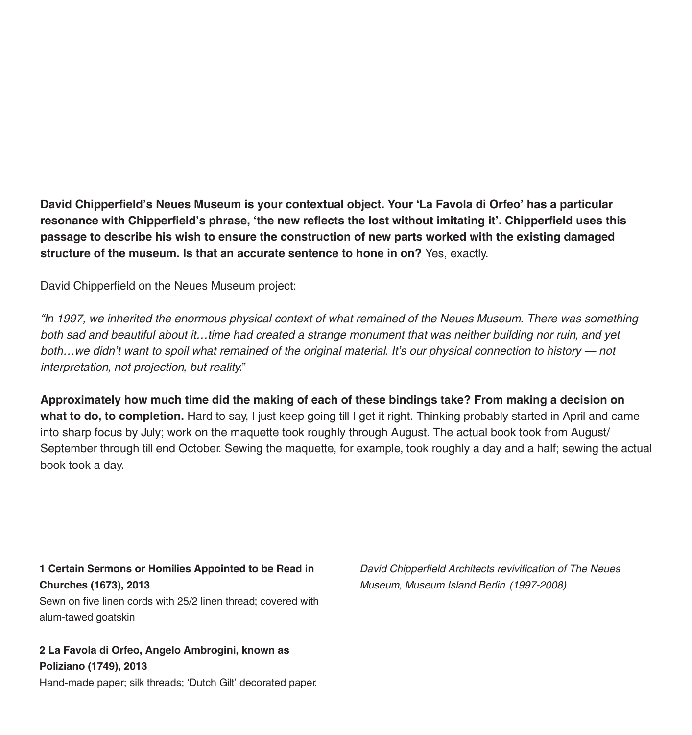**David Chipperfield's Neues Museum is your contextual object. Your 'La Favola di Orfeo' has a particular resonance with Chipperfield's phrase, 'the new reflects the lost without imitating it'. Chipperfield uses this passage to describe his wish to ensure the construction of new parts worked with the existing damaged structure of the museum. Is that an accurate sentence to hone in on?** Yes, exactly.

David Chipperfield on the Neues Museum project:

*"In 1997, we inherited the enormous physical context of what remained of the Neues Museum. There was something both sad and beautiful about it…time had created a strange monument that was neither building nor ruin, and yet both…we didn't want to spoil what remained of the original material. It's our physical connection to history — not interpretation, not projection, but reality."*

**Approximately how much time did the making of each of these bindings take? From making a decision on what to do, to completion.** Hard to say, I just keep going till I get it right. Thinking probably started in April and came into sharp focus by July; work on the maquette took roughly through August. The actual book took from August/ September through till end October. Sewing the maquette, for example, took roughly a day and a half; sewing the actual book took a day.

**1 Certain Sermons or Homilies Appointed to be Read in Churches (1673), 2013**
Sewn on five linen cords with 25/2 linen thread; covered with alum-tawed goatskin

**2 La Favola di Orfeo, Angelo Ambrogini, known as Poliziano (1749), 2013**
Hand-made paper; silk threads; 'Dutch Gilt' decorated paper.

*David Chipperfield Architects revivification of The Neues Museum, Museum Island Berlin (1997-2008)*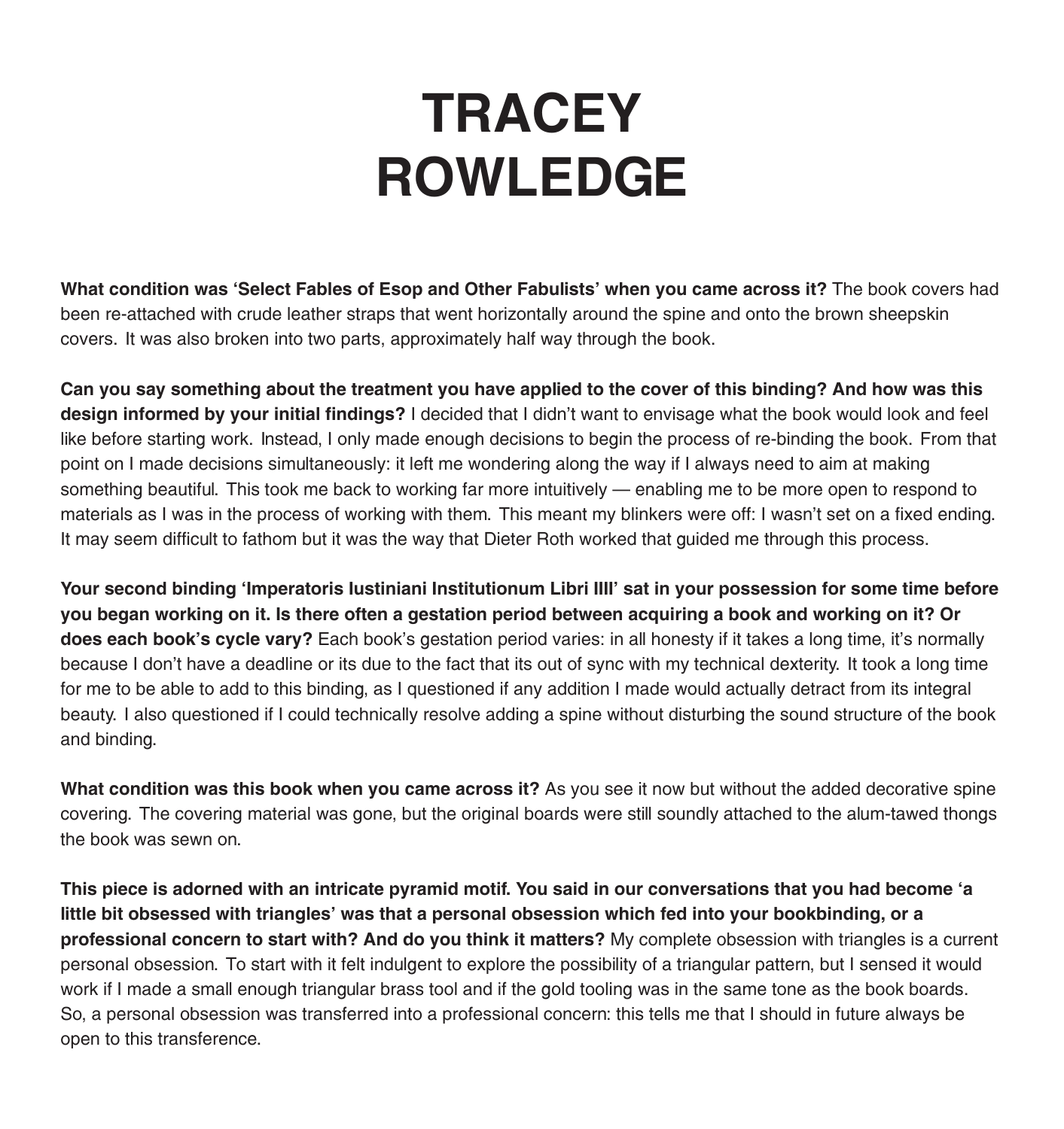# TRACEY ROWLEDGE

**What condition was 'Select Fables of Esop and Other Fabulists' when you came across it?** The book covers had been re-attached with crude leather straps that went horizontally around the spine and onto the brown sheepskin covers. It was also broken into two parts, approximately half way through the book.

**Can you say something about the treatment you have applied to the cover of this binding? And how was this design informed by your initial findings?** I decided that I didn't want to envisage what the book would look and feel like before starting work. Instead, I only made enough decisions to begin the process of re-binding the book. From that point on I made decisions simultaneously: it left me wondering along the way if I always need to aim at making something beautiful. This took me back to working far more intuitively — enabling me to be more open to respond to materials as I was in the process of working with them. This meant my blinkers were off: I wasn't set on a fixed ending. It may seem difficult to fathom but it was the way that Dieter Roth worked that guided me through this process.

**Your second binding 'Imperatoris Iustiniani Institutionum Libri IIII' sat in your possession for some time before you began working on it. Is there often a gestation period between acquiring a book and working on it? Or does each book's cycle vary?** Each book's gestation period varies: in all honesty if it takes a long time, it's normally because I don't have a deadline or its due to the fact that its out of sync with my technical dexterity. It took a long time for me to be able to add to this binding, as I questioned if any addition I made would actually detract from its integral beauty. I also questioned if I could technically resolve adding a spine without disturbing the sound structure of the book and binding.

**What condition was this book when you came across it?** As you see it now but without the added decorative spine covering. The covering material was gone, but the original boards were still soundly attached to the alum-tawed thongs the book was sewn on.

**This piece is adorned with an intricate pyramid motif. You said in our conversations that you had become 'a little bit obsessed with triangles' was that a personal obsession which fed into your bookbinding, or a professional concern to start with? And do you think it matters?** My complete obsession with triangles is a current personal obsession. To start with it felt indulgent to explore the possibility of a triangular pattern, but I sensed it would work if I made a small enough triangular brass tool and if the gold tooling was in the same tone as the book boards. So, a personal obsession was transferred into a professional concern: this tells me that I should in future always be open to this transference.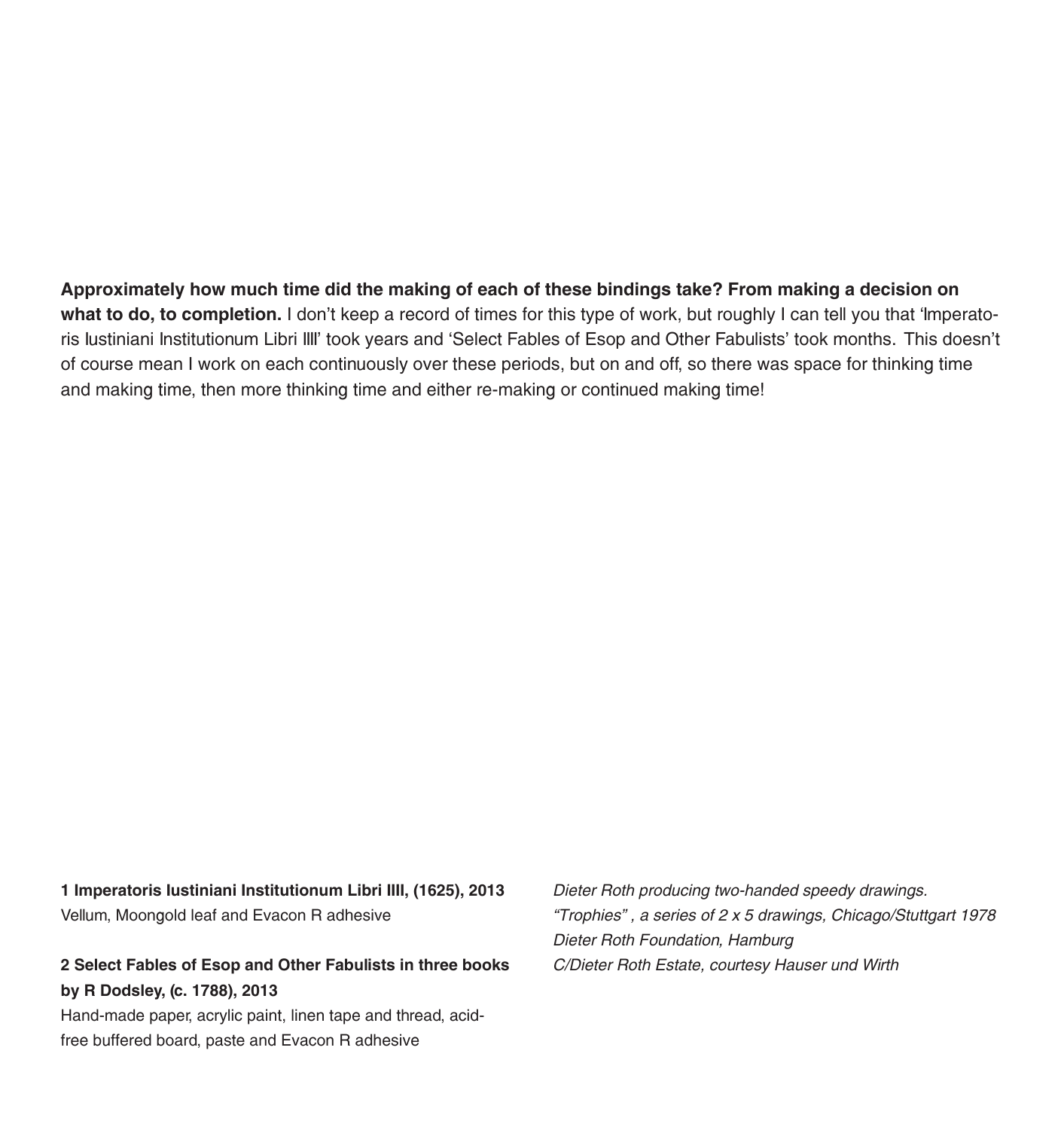**Approximately how much time did the making of each of these bindings take? From making a decision on what to do, to completion.** I don't keep a record of times for this type of work, but roughly I can tell you that 'Imperatoris Iustiniani Institutionum Libri IIII' took years and 'Select Fables of Esop and Other Fabulists' took months. This doesn't of course mean I work on each continuously over these periods, but on and off, so there was space for thinking time and making time, then more thinking time and either re-making or continued making time!

**1 Imperatoris Iustiniani Institutionum Libri IIII, (1625), 2013**
Vellum, Moongold leaf and Evacon R adhesive

**2 Select Fables of Esop and Other Fabulists in three books by R Dodsley, (c. 1788), 2013**
Hand-made paper, acrylic paint, linen tape and thread, acid-free buffered board, paste and Evacon R adhesive

*Dieter Roth producing two-handed speedy drawings.*
*"Trophies" , a series of 2 x 5 drawings, Chicago/Stuttgart 1978*
*Dieter Roth Foundation, Hamburg*
*C/Dieter Roth Estate, courtesy Hauser und Wirth*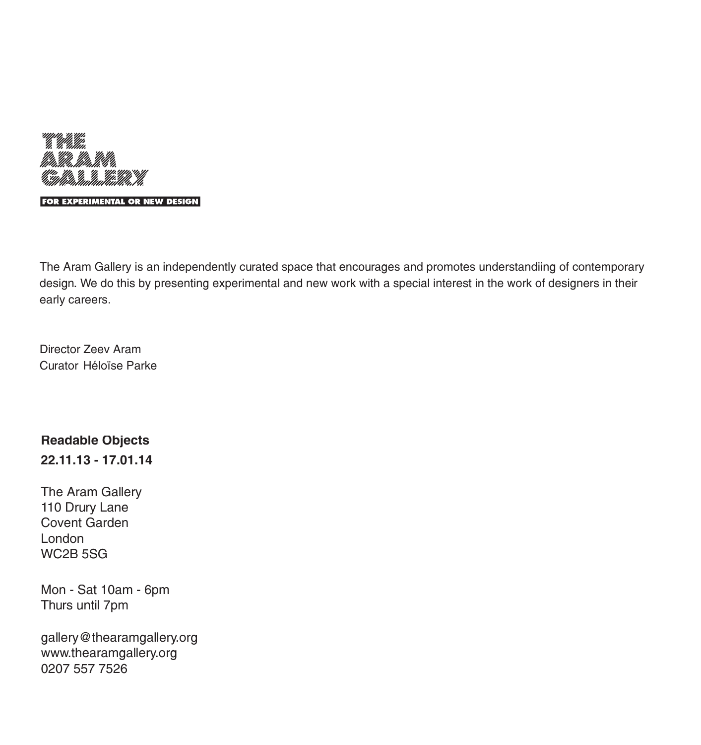THE
ARAM
GALLERY

FOR EXPERIMENTAL OR NEW DESIGN

The Aram Gallery is an independently curated space that encourages and promotes understandiing of contemporary design. We do this by presenting experimental and new work with a special interest in the work of designers in their early careers.

Director Zeev Aram
Curator Héloïse Parke

**Readable Objects**
**22.11.13 - 17.01.14**

The Aram Gallery
110 Drury Lane
Covent Garden
London
WC2B 5SG

Mon - Sat 10am - 6pm
Thurs until 7pm

gallery@thearamgallery.org
www.thearamgallery.org
0207 557 7526